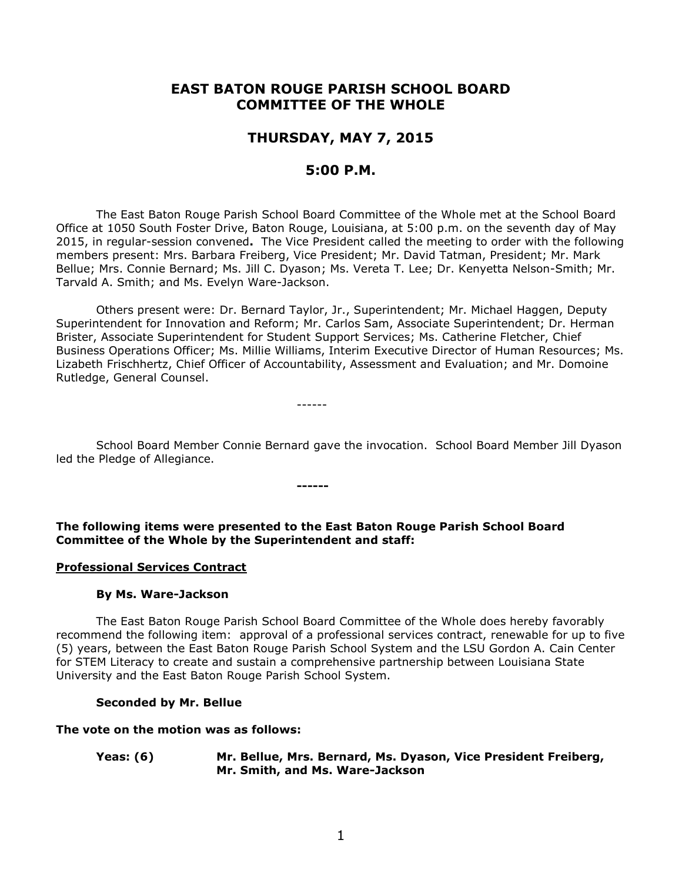# EAST BATON ROUGE PARISH SCHOOL BOARD
# COMMITTEE OF THE WHOLE

## THURSDAY, MAY 7, 2015

## 5:00 P.M.

The East Baton Rouge Parish School Board Committee of the Whole met at the School Board Office at 1050 South Foster Drive, Baton Rouge, Louisiana, at 5:00 p.m. on the seventh day of May 2015, in regular-session convened**.** The Vice President called the meeting to order with the following members present: Mrs. Barbara Freiberg, Vice President; Mr. David Tatman, President; Mr. Mark Bellue; Mrs. Connie Bernard; Ms. Jill C. Dyason; Ms. Vereta T. Lee; Dr. Kenyetta Nelson-Smith; Mr. Tarvald A. Smith; and Ms. Evelyn Ware-Jackson.

Others present were: Dr. Bernard Taylor, Jr., Superintendent; Mr. Michael Haggen, Deputy Superintendent for Innovation and Reform; Mr. Carlos Sam, Associate Superintendent; Dr. Herman Brister, Associate Superintendent for Student Support Services; Ms. Catherine Fletcher, Chief Business Operations Officer; Ms. Millie Williams, Interim Executive Director of Human Resources; Ms. Lizabeth Frischhertz, Chief Officer of Accountability, Assessment and Evaluation; and Mr. Domoine Rutledge, General Counsel.

------

School Board Member Connie Bernard gave the invocation. School Board Member Jill Dyason led the Pledge of Allegiance.

**------**

**The following items were presented to the East Baton Rouge Parish School Board Committee of the Whole by the Superintendent and staff:**

**<u>Professional Services Contract</u>**

**By Ms. Ware-Jackson**

The East Baton Rouge Parish School Board Committee of the Whole does hereby favorably recommend the following item: approval of a professional services contract, renewable for up to five (5) years, between the East Baton Rouge Parish School System and the LSU Gordon A. Cain Center for STEM Literacy to create and sustain a comprehensive partnership between Louisiana State University and the East Baton Rouge Parish School System.

**Seconded by Mr. Bellue**

**The vote on the motion was as follows:**

**Yeas: (6)** **Mr. Bellue, Mrs. Bernard, Ms. Dyason, Vice President Freiberg, Mr. Smith, and Ms. Ware-Jackson**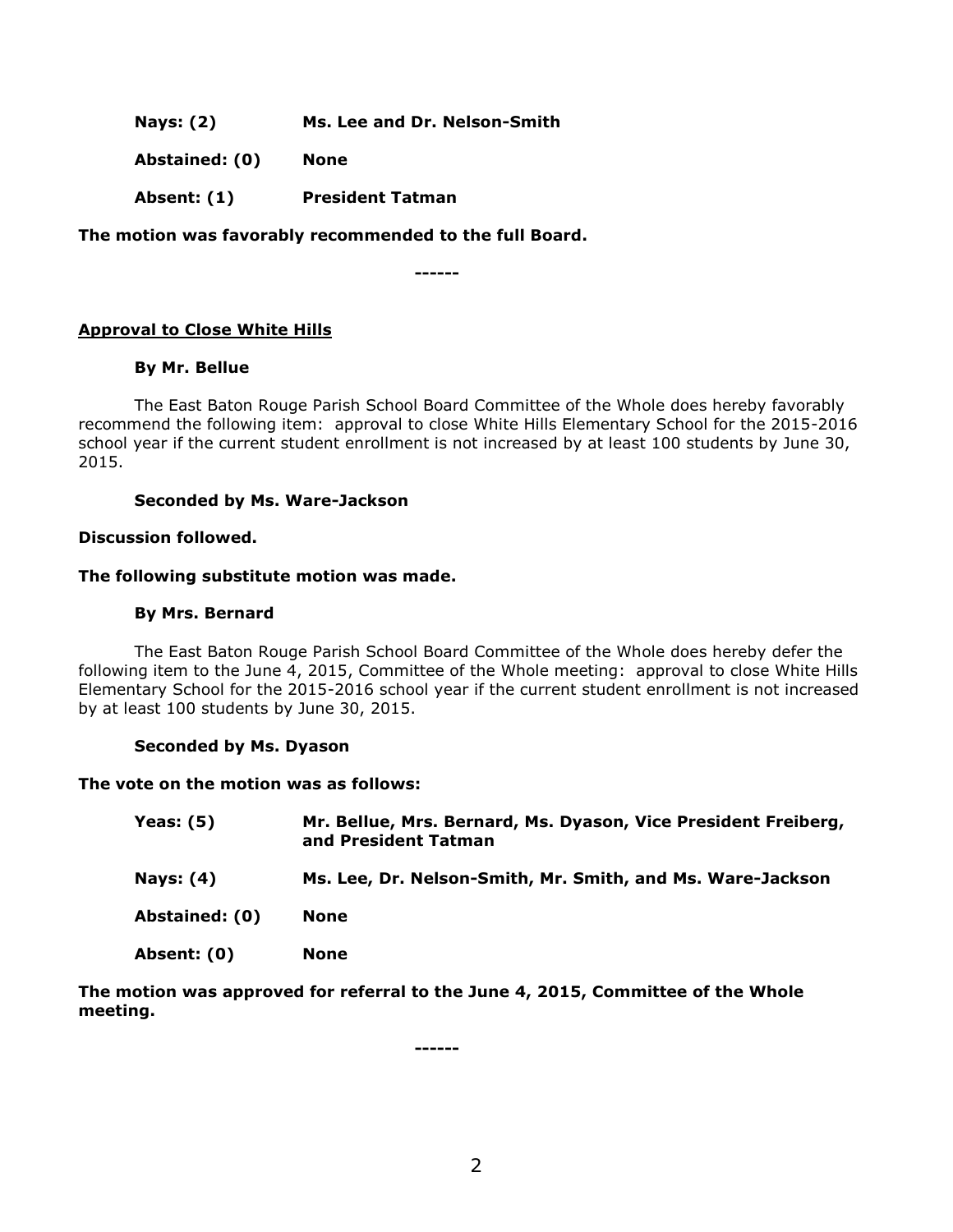| | |
|---|---|
| **Nays: (2)** | **Ms. Lee and Dr. Nelson-Smith** |
| **Abstained: (0)** | **None** |
| **Absent: (1)** | **President Tatman** |

**The motion was favorably recommended to the full Board.**

**------**

**<u>Approval to Close White Hills</u>**

**By Mr. Bellue**

The East Baton Rouge Parish School Board Committee of the Whole does hereby favorably recommend the following item: approval to close White Hills Elementary School for the 2015-2016 school year if the current student enrollment is not increased by at least 100 students by June 30, 2015.

**Seconded by Ms. Ware-Jackson**

**Discussion followed.**

**The following substitute motion was made.**

**By Mrs. Bernard**

The East Baton Rouge Parish School Board Committee of the Whole does hereby defer the following item to the June 4, 2015, Committee of the Whole meeting: approval to close White Hills Elementary School for the 2015-2016 school year if the current student enrollment is not increased by at least 100 students by June 30, 2015.

**Seconded by Ms. Dyason**

**The vote on the motion was as follows:**

| | |
|---|---|
| **Yeas: (5)** | **Mr. Bellue, Mrs. Bernard, Ms. Dyason, Vice President Freiberg, and President Tatman** |
| **Nays: (4)** | **Ms. Lee, Dr. Nelson-Smith, Mr. Smith, and Ms. Ware-Jackson** |
| **Abstained: (0)** | **None** |
| **Absent: (0)** | **None** |

**The motion was approved for referral to the June 4, 2015, Committee of the Whole meeting.**

**------**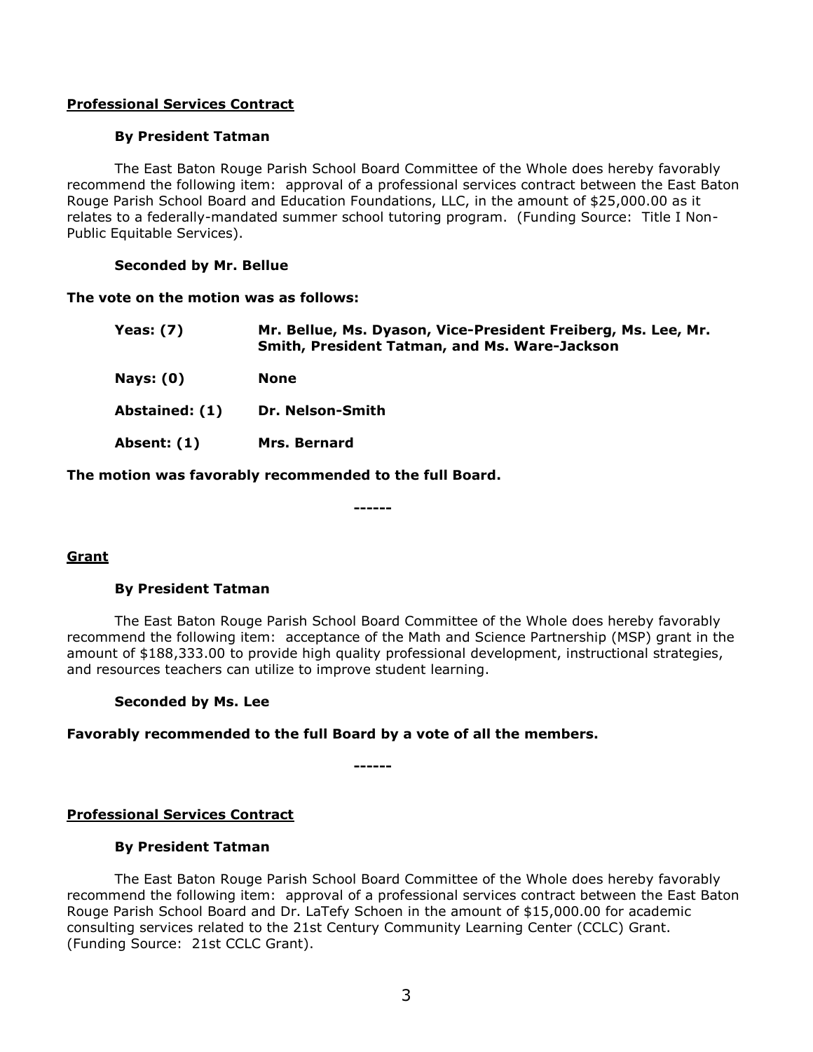**Professional Services Contract**

**By President Tatman**

The East Baton Rouge Parish School Board Committee of the Whole does hereby favorably recommend the following item: approval of a professional services contract between the East Baton Rouge Parish School Board and Education Foundations, LLC, in the amount of $25,000.00 as it relates to a federally-mandated summer school tutoring program. (Funding Source: Title I Non-Public Equitable Services).

**Seconded by Mr. Bellue**

**The vote on the motion was as follows:**

| | |
|---|---|
| **Yeas: (7)** | **Mr. Bellue, Ms. Dyason, Vice-President Freiberg, Ms. Lee, Mr. Smith, President Tatman, and Ms. Ware-Jackson** |
| **Nays: (0)** | **None** |
| **Abstained: (1)** | **Dr. Nelson-Smith** |
| **Absent: (1)** | **Mrs. Bernard** |

**The motion was favorably recommended to the full Board.**

**------**

**Grant**

**By President Tatman**

The East Baton Rouge Parish School Board Committee of the Whole does hereby favorably recommend the following item: acceptance of the Math and Science Partnership (MSP) grant in the amount of $188,333.00 to provide high quality professional development, instructional strategies, and resources teachers can utilize to improve student learning.

**Seconded by Ms. Lee**

**Favorably recommended to the full Board by a vote of all the members.**

**------**

**Professional Services Contract**

**By President Tatman**

The East Baton Rouge Parish School Board Committee of the Whole does hereby favorably recommend the following item: approval of a professional services contract between the East Baton Rouge Parish School Board and Dr. LaTefy Schoen in the amount of $15,000.00 for academic consulting services related to the 21st Century Community Learning Center (CCLC) Grant. (Funding Source: 21st CCLC Grant).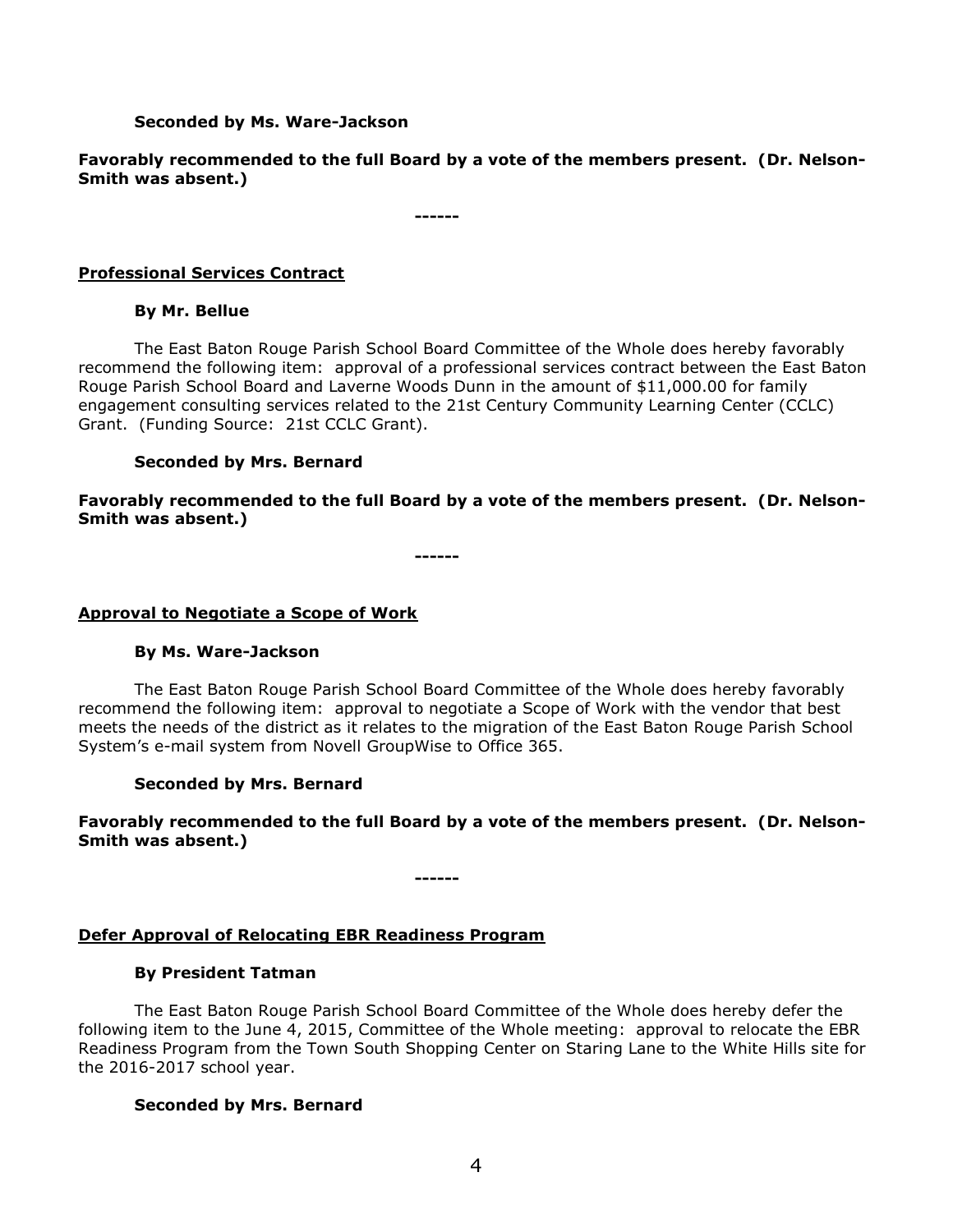**Seconded by Ms. Ware-Jackson**

**Favorably recommended to the full Board by a vote of the members present. (Dr. Nelson-Smith was absent.)**

**------**

**Professional Services Contract**

**By Mr. Bellue**

The East Baton Rouge Parish School Board Committee of the Whole does hereby favorably recommend the following item: approval of a professional services contract between the East Baton Rouge Parish School Board and Laverne Woods Dunn in the amount of $11,000.00 for family engagement consulting services related to the 21st Century Community Learning Center (CCLC) Grant. (Funding Source: 21st CCLC Grant).

**Seconded by Mrs. Bernard**

**Favorably recommended to the full Board by a vote of the members present. (Dr. Nelson-Smith was absent.)**

**------**

**Approval to Negotiate a Scope of Work**

**By Ms. Ware-Jackson**

The East Baton Rouge Parish School Board Committee of the Whole does hereby favorably recommend the following item: approval to negotiate a Scope of Work with the vendor that best meets the needs of the district as it relates to the migration of the East Baton Rouge Parish School System's e-mail system from Novell GroupWise to Office 365.

**Seconded by Mrs. Bernard**

**Favorably recommended to the full Board by a vote of the members present. (Dr. Nelson-Smith was absent.)**

**------**

**Defer Approval of Relocating EBR Readiness Program**

**By President Tatman**

The East Baton Rouge Parish School Board Committee of the Whole does hereby defer the following item to the June 4, 2015, Committee of the Whole meeting: approval to relocate the EBR Readiness Program from the Town South Shopping Center on Staring Lane to the White Hills site for the 2016-2017 school year.

**Seconded by Mrs. Bernard**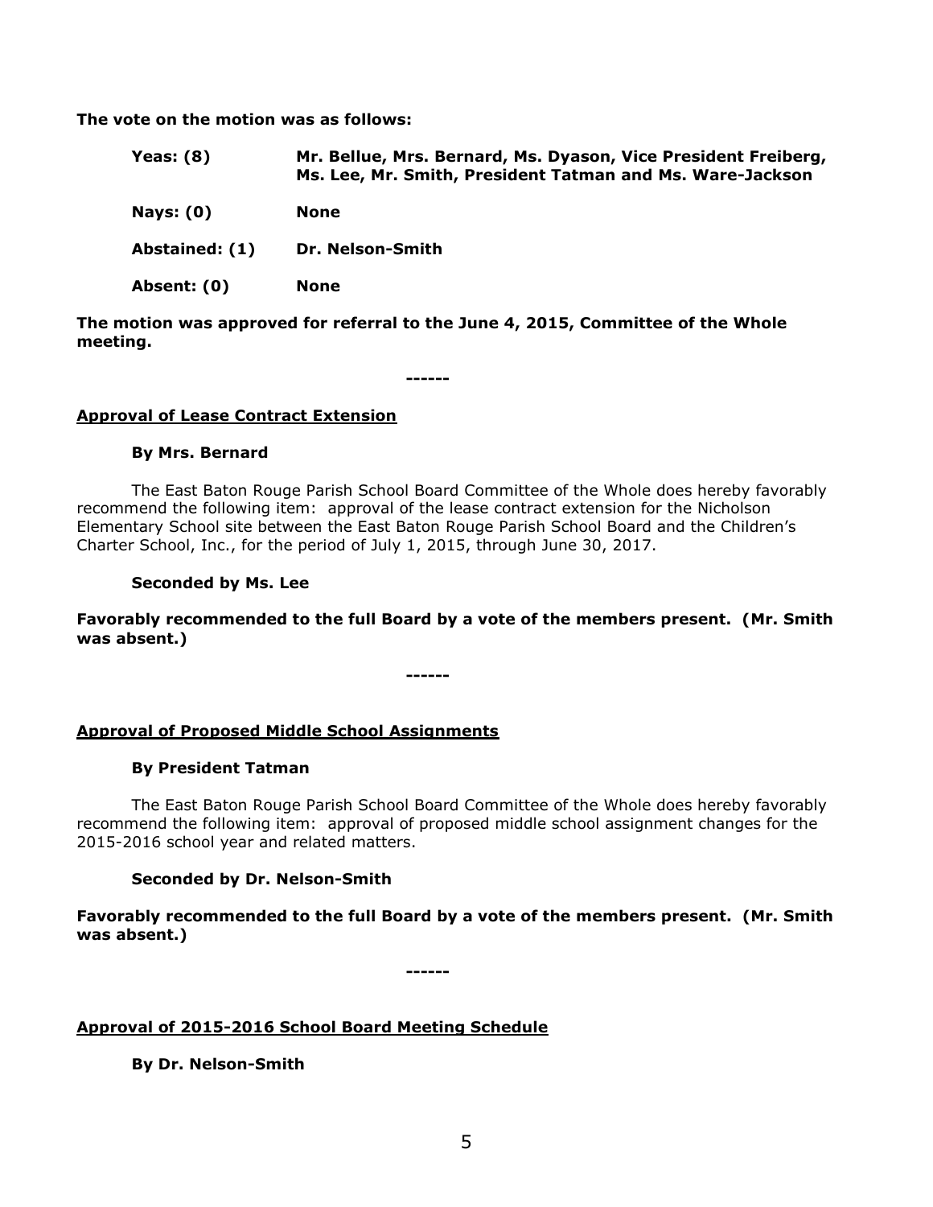**The vote on the motion was as follows:**

| | |
|---|---|
| **Yeas: (8)** | **Mr. Bellue, Mrs. Bernard, Ms. Dyason, Vice President Freiberg, Ms. Lee, Mr. Smith, President Tatman and Ms. Ware-Jackson** |
| **Nays: (0)** | **None** |
| **Abstained: (1)** | **Dr. Nelson-Smith** |
| **Absent: (0)** | **None** |

**The motion was approved for referral to the June 4, 2015, Committee of the Whole meeting.**

**------**

**Approval of Lease Contract Extension**

**By Mrs. Bernard**

The East Baton Rouge Parish School Board Committee of the Whole does hereby favorably recommend the following item: approval of the lease contract extension for the Nicholson Elementary School site between the East Baton Rouge Parish School Board and the Children's Charter School, Inc., for the period of July 1, 2015, through June 30, 2017.

**Seconded by Ms. Lee**

**Favorably recommended to the full Board by a vote of the members present. (Mr. Smith was absent.)**

**------**

**Approval of Proposed Middle School Assignments**

**By President Tatman**

The East Baton Rouge Parish School Board Committee of the Whole does hereby favorably recommend the following item: approval of proposed middle school assignment changes for the 2015-2016 school year and related matters.

**Seconded by Dr. Nelson-Smith**

**Favorably recommended to the full Board by a vote of the members present. (Mr. Smith was absent.)**

**------**

**Approval of 2015-2016 School Board Meeting Schedule**

**By Dr. Nelson-Smith**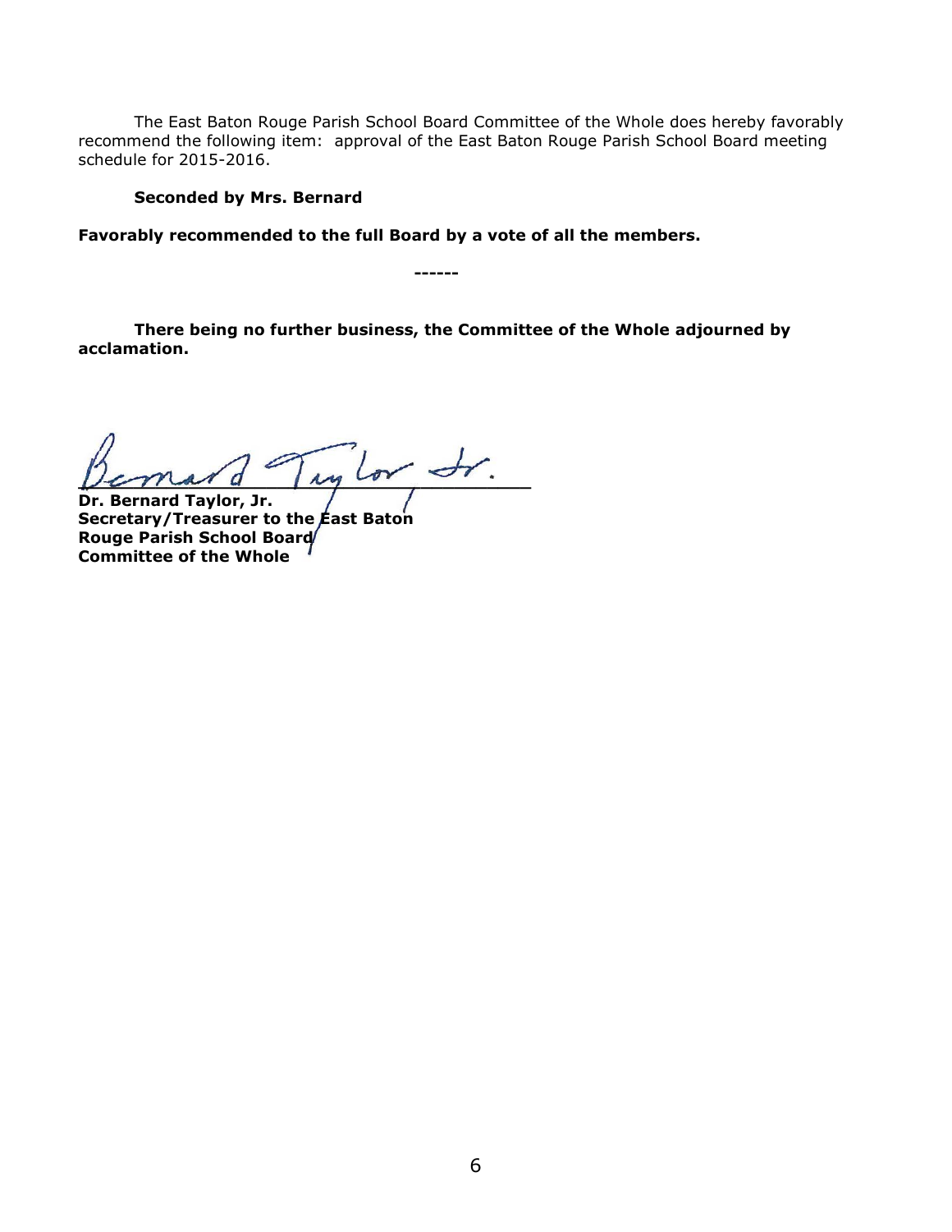The East Baton Rouge Parish School Board Committee of the Whole does hereby favorably recommend the following item: approval of the East Baton Rouge Parish School Board meeting schedule for 2015-2016.

**Seconded by Mrs. Bernard**

**Favorably recommended to the full Board by a vote of all the members.**

**------**

**There being no further business, the Committee of the Whole adjourned by acclamation.**

**Dr. Bernard Taylor, Jr.**
**Secretary/Treasurer to the East Baton Rouge Parish School Board Committee of the Whole**